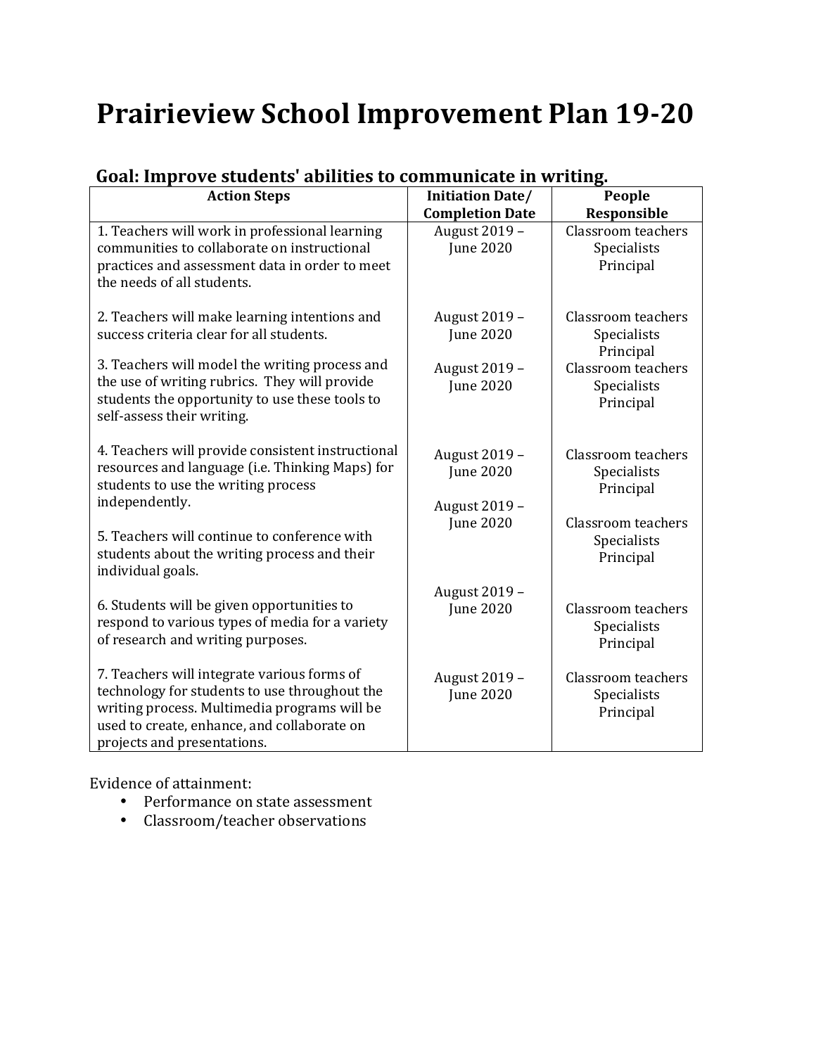# Prairieview School Improvement Plan 19-20

## Goal: Improve students' abilities to communicate in writing.

| Action Steps | Initiation Date/ Completion Date | People Responsible |
|---|---|---|
| 1. Teachers will work in professional learning communities to collaborate on instructional practices and assessment data in order to meet the needs of all students. | August 2019 – June 2020 | Classroom teachers Specialists Principal |
| 2. Teachers will make learning intentions and success criteria clear for all students. | August 2019 – June 2020 | Classroom teachers Specialists Principal |
| 3. Teachers will model the writing process and the use of writing rubrics. They will provide students the opportunity to use these tools to self-assess their writing. | August 2019 – June 2020 | Classroom teachers Specialists Principal |
| 4. Teachers will provide consistent instructional resources and language (i.e. Thinking Maps) for students to use the writing process independently. | August 2019 – June 2020 | Classroom teachers Specialists Principal |
| 5. Teachers will continue to conference with students about the writing process and their individual goals. | August 2019 – June 2020 | Classroom teachers Specialists Principal |
| 6. Students will be given opportunities to respond to various types of media for a variety of research and writing purposes. | August 2019 – June 2020 | Classroom teachers Specialists Principal |
| 7. Teachers will integrate various forms of technology for students to use throughout the writing process. Multimedia programs will be used to create, enhance, and collaborate on projects and presentations. | August 2019 – June 2020 | Classroom teachers Specialists Principal |

Evidence of attainment:

- Performance on state assessment
- Classroom/teacher observations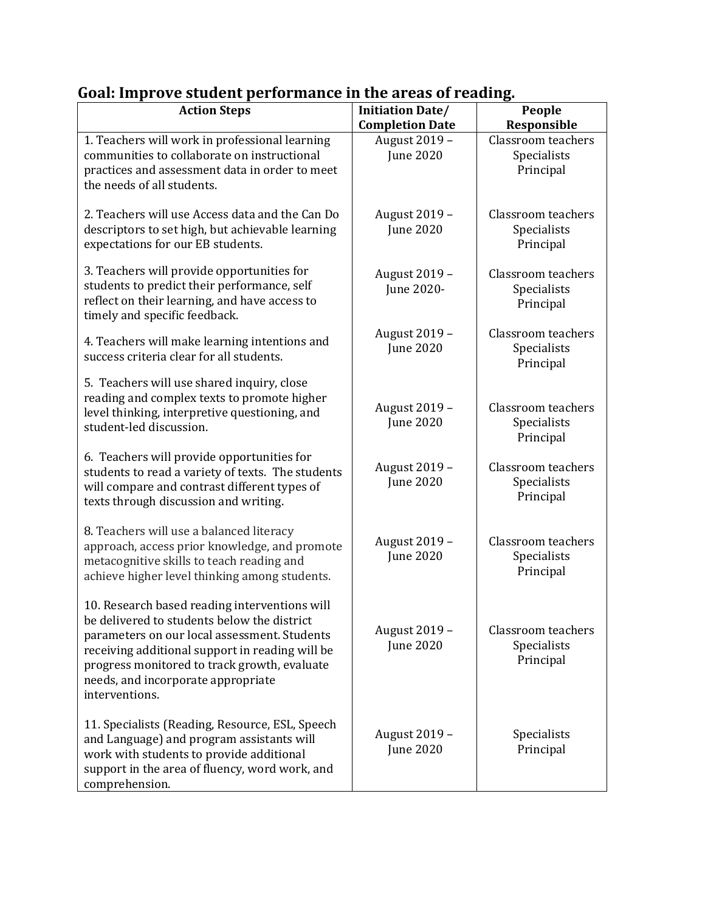## Goal: Improve student performance in the areas of reading.

| Action Steps | Initiation Date/ Completion Date | People Responsible |
|---|---|---|
| 1. Teachers will work in professional learning communities to collaborate on instructional practices and assessment data in order to meet the needs of all students. | August 2019 – June 2020 | Classroom teachers Specialists Principal |
| 2. Teachers will use Access data and the Can Do descriptors to set high, but achievable learning expectations for our EB students. | August 2019 – June 2020 | Classroom teachers Specialists Principal |
| 3. Teachers will provide opportunities for students to predict their performance, self reflect on their learning, and have access to timely and specific feedback. | August 2019 – June 2020- | Classroom teachers Specialists Principal |
| 4. Teachers will make learning intentions and success criteria clear for all students. | August 2019 – June 2020 | Classroom teachers Specialists Principal |
| 5. Teachers will use shared inquiry, close reading and complex texts to promote higher level thinking, interpretive questioning, and student-led discussion. | August 2019 – June 2020 | Classroom teachers Specialists Principal |
| 6. Teachers will provide opportunities for students to read a variety of texts. The students will compare and contrast different types of texts through discussion and writing. | August 2019 – June 2020 | Classroom teachers Specialists Principal |
| 8. Teachers will use a balanced literacy approach, access prior knowledge, and promote metacognitive skills to teach reading and achieve higher level thinking among students. | August 2019 – June 2020 | Classroom teachers Specialists Principal |
| 10. Research based reading interventions will be delivered to students below the district parameters on our local assessment. Students receiving additional support in reading will be progress monitored to track growth, evaluate needs, and incorporate appropriate interventions. | August 2019 – June 2020 | Classroom teachers Specialists Principal |
| 11. Specialists (Reading, Resource, ESL, Speech and Language) and program assistants will work with students to provide additional support in the area of fluency, word work, and comprehension. | August 2019 – June 2020 | Specialists Principal |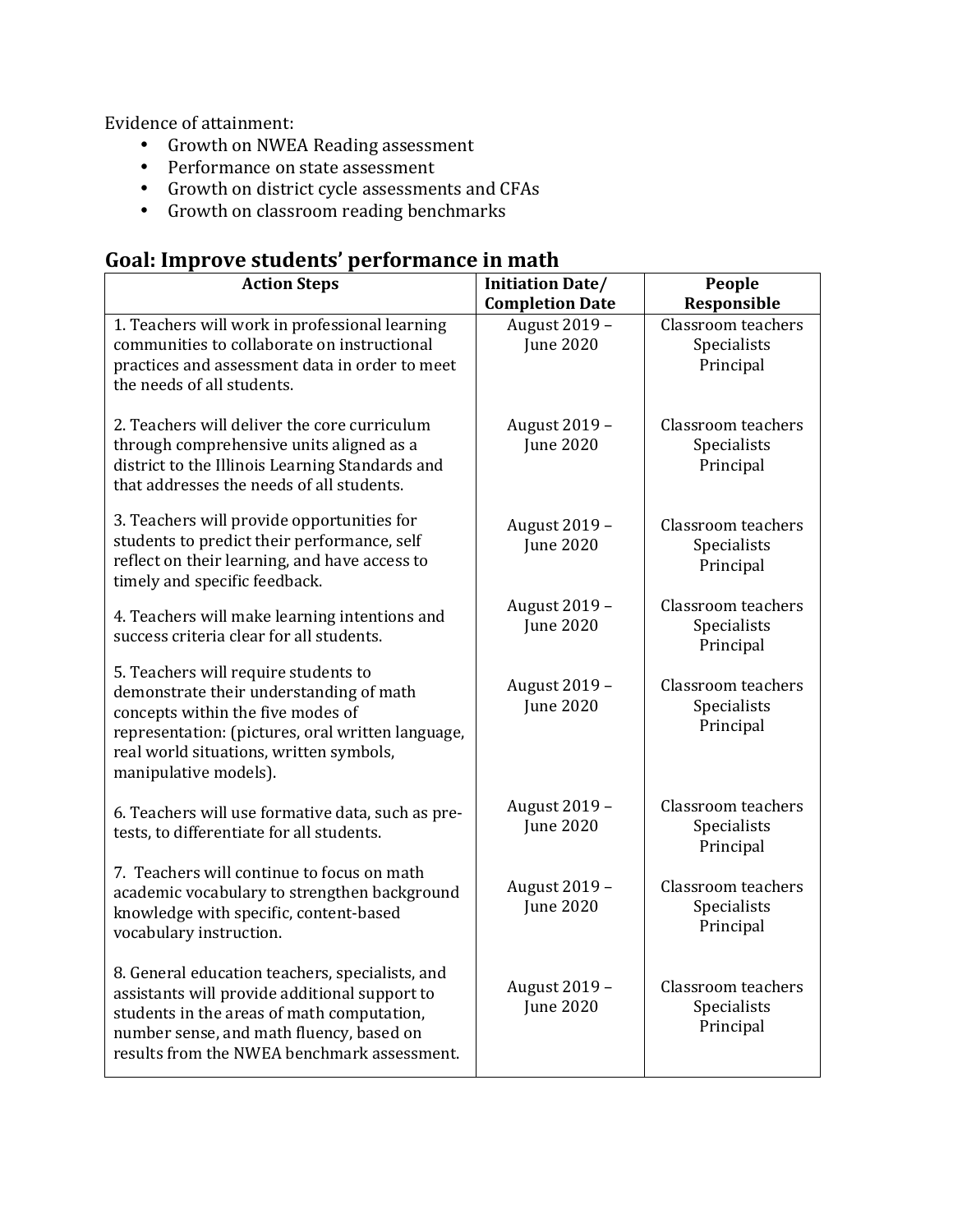Evidence of attainment:

- Growth on NWEA Reading assessment
- Performance on state assessment
- Growth on district cycle assessments and CFAs
- Growth on classroom reading benchmarks

## Goal: Improve students' performance in math

| Action Steps | Initiation Date/ Completion Date | People Responsible |
|---|---|---|
| 1. Teachers will work in professional learning communities to collaborate on instructional practices and assessment data in order to meet the needs of all students. | August 2019 – June 2020 | Classroom teachers Specialists Principal |
| 2. Teachers will deliver the core curriculum through comprehensive units aligned as a district to the Illinois Learning Standards and that addresses the needs of all students. | August 2019 – June 2020 | Classroom teachers Specialists Principal |
| 3. Teachers will provide opportunities for students to predict their performance, self reflect on their learning, and have access to timely and specific feedback. | August 2019 – June 2020 | Classroom teachers Specialists Principal |
| 4. Teachers will make learning intentions and success criteria clear for all students. | August 2019 – June 2020 | Classroom teachers Specialists Principal |
| 5. Teachers will require students to demonstrate their understanding of math concepts within the five modes of representation: (pictures, oral written language, real world situations, written symbols, manipulative models). | August 2019 – June 2020 | Classroom teachers Specialists Principal |
| 6. Teachers will use formative data, such as pre-tests, to differentiate for all students. | August 2019 – June 2020 | Classroom teachers Specialists Principal |
| 7. Teachers will continue to focus on math academic vocabulary to strengthen background knowledge with specific, content-based vocabulary instruction. | August 2019 – June 2020 | Classroom teachers Specialists Principal |
| 8. General education teachers, specialists, and assistants will provide additional support to students in the areas of math computation, number sense, and math fluency, based on results from the NWEA benchmark assessment. | August 2019 – June 2020 | Classroom teachers Specialists Principal |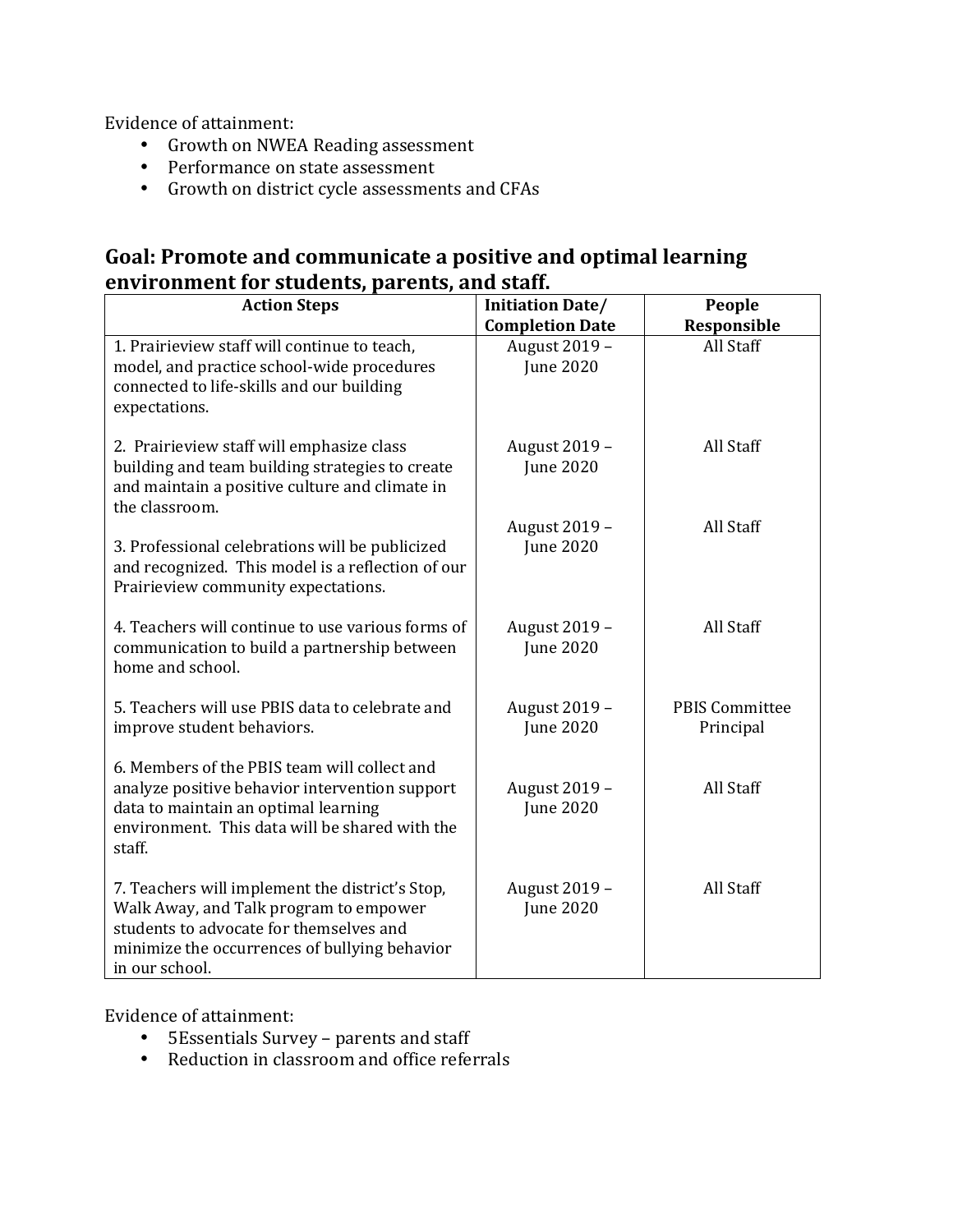Evidence of attainment:

- Growth on NWEA Reading assessment
- Performance on state assessment
- Growth on district cycle assessments and CFAs

## Goal: Promote and communicate a positive and optimal learning environment for students, parents, and staff.

| Action Steps | Initiation Date/ Completion Date | People Responsible |
|---|---|---|
| 1. Prairieview staff will continue to teach, model, and practice school-wide procedures connected to life-skills and our building expectations. | August 2019 – June 2020 | All Staff |
| 2. Prairieview staff will emphasize class building and team building strategies to create and maintain a positive culture and climate in the classroom. | August 2019 – June 2020 | All Staff |
| 3. Professional celebrations will be publicized and recognized. This model is a reflection of our Prairieview community expectations. | August 2019 – June 2020 | All Staff |
| 4. Teachers will continue to use various forms of communication to build a partnership between home and school. | August 2019 – June 2020 | All Staff |
| 5. Teachers will use PBIS data to celebrate and improve student behaviors. | August 2019 – June 2020 | PBIS Committee Principal |
| 6. Members of the PBIS team will collect and analyze positive behavior intervention support data to maintain an optimal learning environment. This data will be shared with the staff. | August 2019 – June 2020 | All Staff |
| 7. Teachers will implement the district's Stop, Walk Away, and Talk program to empower students to advocate for themselves and minimize the occurrences of bullying behavior in our school. | August 2019 – June 2020 | All Staff |

Evidence of attainment:

- 5Essentials Survey – parents and staff
- Reduction in classroom and office referrals